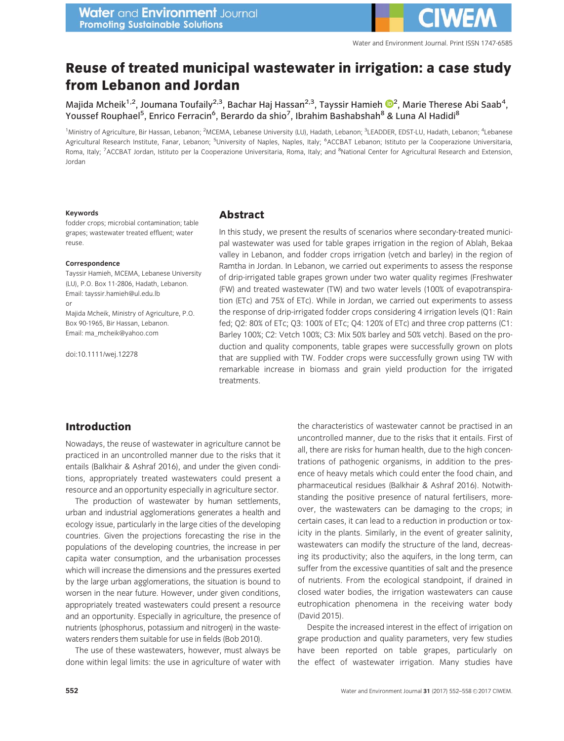# Reuse of treated municipal wastewater in irrigation: a case study from Lebanon and Jordan

Majida Mcheik[1,2], Joumana Toufaily[2,3], Bachar Haj Hassan[2,3], Tayssir Hamieh[2], Marie Therese Abi Saab[4], Youssef Rouphael[5], Enrico Ferracin[6], Berardo da shio[7], Ibrahim Bashabshah[8] & Luna Al Hadidi[8]

[1]Ministry of Agriculture, Bir Hassan, Lebanon; [2]MCEMA, Lebanese University (LU), Hadath, Lebanon; [3]LEADDER, EDST-LU, Hadath, Lebanon; [4]Lebanese Agricultural Research Institute, Fanar, Lebanon; [5]University of Naples, Naples, Italy; [6]ACCBAT Lebanon; Istituto per la Cooperazione Universitaria, Roma, Italy; [7]ACCBAT Jordan, Istituto per la Cooperazione Universitaria, Roma, Italy; and [8]National Center for Agricultural Research and Extension, Jordan

**Keywords**

fodder crops; microbial contamination; table grapes; wastewater treated effluent; water reuse.

**Correspondence**

Tayssir Hamieh, MCEMA, Lebanese University (LU), P.O. Box 11-2806, Hadath, Lebanon. Email: tayssir.hamieh@ul.edu.lb

or

Majida Mcheik, Ministry of Agriculture, P.O. Box 90-1965, Bir Hassan, Lebanon. Email: ma_mcheik@yahoo.com

doi:10.1111/wej.12278

## Abstract

In this study, we present the results of scenarios where secondary-treated municipal wastewater was used for table grapes irrigation in the region of Ablah, Bekaa valley in Lebanon, and fodder crops irrigation (vetch and barley) in the region of Ramtha in Jordan. In Lebanon, we carried out experiments to assess the response of drip-irrigated table grapes grown under two water quality regimes (Freshwater (FW) and treated wastewater (TW) and two water levels (100% of evapotranspiration (ETc) and 75% of ETc). While in Jordan, we carried out experiments to assess the response of drip-irrigated fodder crops considering 4 irrigation levels (Q1: Rain fed; Q2: 80% of ETc; Q3: 100% of ETc; Q4: 120% of ETc) and three crop patterns (C1: Barley 100%; C2: Vetch 100%; C3: Mix 50% barley and 50% vetch). Based on the production and quality components, table grapes were successfully grown on plots that are supplied with TW. Fodder crops were successfully grown using TW with remarkable increase in biomass and grain yield production for the irrigated treatments.

## Introduction

Nowadays, the reuse of wastewater in agriculture cannot be practiced in an uncontrolled manner due to the risks that it entails (Balkhair & Ashraf 2016), and under the given conditions, appropriately treated wastewaters could present a resource and an opportunity especially in agriculture sector.

The production of wastewater by human settlements, urban and industrial agglomerations generates a health and ecology issue, particularly in the large cities of the developing countries. Given the projections forecasting the rise in the populations of the developing countries, the increase in per capita water consumption, and the urbanisation processes which will increase the dimensions and the pressures exerted by the large urban agglomerations, the situation is bound to worsen in the near future. However, under given conditions, appropriately treated wastewaters could present a resource and an opportunity. Especially in agriculture, the presence of nutrients (phosphorus, potassium and nitrogen) in the wastewaters renders them suitable for use in fields (Bob 2010).

The use of these wastewaters, however, must always be done within legal limits: the use in agriculture of water with the characteristics of wastewater cannot be practised in an uncontrolled manner, due to the risks that it entails. First of all, there are risks for human health, due to the high concentrations of pathogenic organisms, in addition to the presence of heavy metals which could enter the food chain, and pharmaceutical residues (Balkhair & Ashraf 2016). Notwithstanding the positive presence of natural fertilisers, moreover, the wastewaters can be damaging to the crops; in certain cases, it can lead to a reduction in production or toxicity in the plants. Similarly, in the event of greater salinity, wastewaters can modify the structure of the land, decreasing its productivity; also the aquifers, in the long term, can suffer from the excessive quantities of salt and the presence of nutrients. From the ecological standpoint, if drained in closed water bodies, the irrigation wastewaters can cause eutrophication phenomena in the receiving water body (David 2015).

Despite the increased interest in the effect of irrigation on grape production and quality parameters, very few studies have been reported on table grapes, particularly on the effect of wastewater irrigation. Many studies have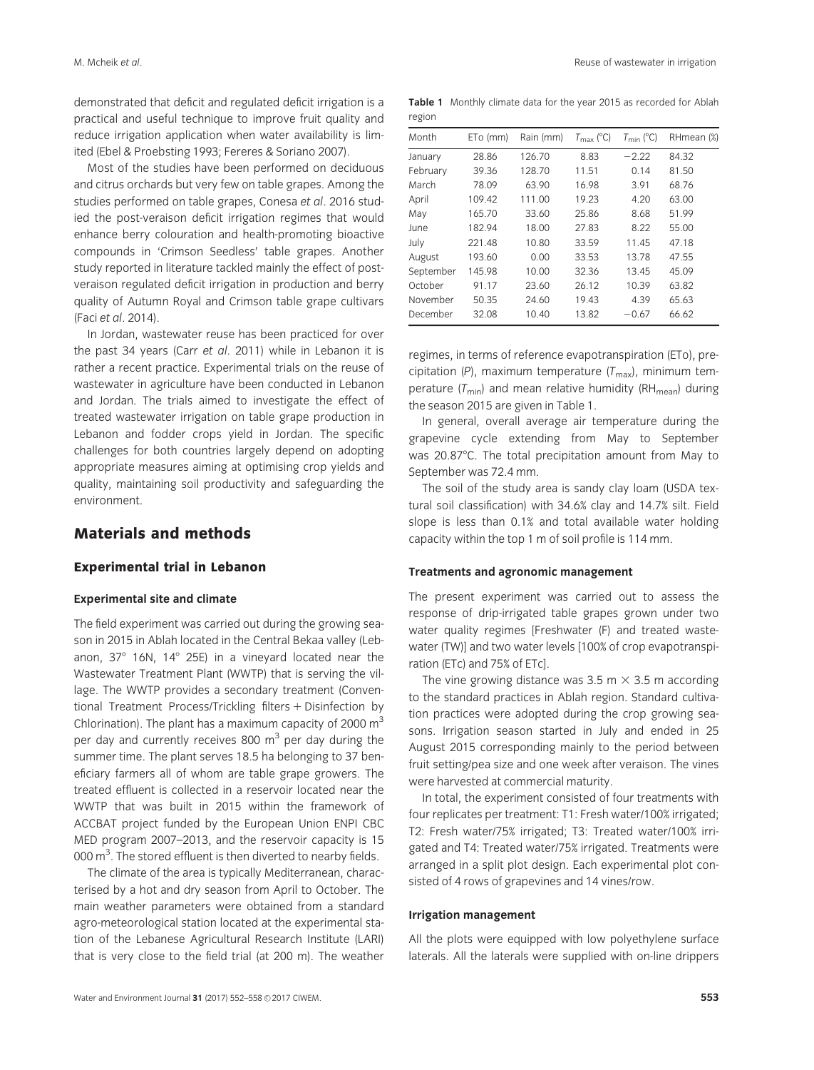demonstrated that deficit and regulated deficit irrigation is a practical and useful technique to improve fruit quality and reduce irrigation application when water availability is limited (Ebel & Proebsting 1993; Fereres & Soriano 2007).

Most of the studies have been performed on deciduous and citrus orchards but very few on table grapes. Among the studies performed on table grapes, Conesa *et al*. 2016 studied the post-veraison deficit irrigation regimes that would enhance berry colouration and health-promoting bioactive compounds in 'Crimson Seedless' table grapes. Another study reported in literature tackled mainly the effect of post-veraison regulated deficit irrigation in production and berry quality of Autumn Royal and Crimson table grape cultivars (Faci *et al*. 2014).

In Jordan, wastewater reuse has been practiced for over the past 34 years (Carr *et al*. 2011) while in Lebanon it is rather a recent practice. Experimental trials on the reuse of wastewater in agriculture have been conducted in Lebanon and Jordan. The trials aimed to investigate the effect of treated wastewater irrigation on table grape production in Lebanon and fodder crops yield in Jordan. The specific challenges for both countries largely depend on adopting appropriate measures aiming at optimising crop yields and quality, maintaining soil productivity and safeguarding the environment.

## Materials and methods

### Experimental trial in Lebanon

#### Experimental site and climate

The field experiment was carried out during the growing season in 2015 in Ablah located in the Central Bekaa valley (Lebanon, 37° 16N, 14° 25E) in a vineyard located near the Wastewater Treatment Plant (WWTP) that is serving the village. The WWTP provides a secondary treatment (Conventional Treatment Process/Trickling filters + Disinfection by Chlorination). The plant has a maximum capacity of 2000 $m^3$ per day and currently receives 800 $m^3$ per day during the summer time. The plant serves 18.5 ha belonging to 37 beneficiary farmers all of whom are table grape growers. The treated effluent is collected in a reservoir located near the WWTP that was built in 2015 within the framework of ACCBAT project funded by the European Union ENPI CBC MED program 2007–2013, and the reservoir capacity is 15 000 $m^3$. The stored effluent is then diverted to nearby fields.

The climate of the area is typically Mediterranean, characterised by a hot and dry season from April to October. The main weather parameters were obtained from a standard agro-meteorological station located at the experimental station of the Lebanese Agricultural Research Institute (LARI) that is very close to the field trial (at 200 m). The weather regimes, in terms of reference evapotranspiration (ETo), precipitation (*P*), maximum temperature ($T_{max}$), minimum temperature ($T_{min}$) and mean relative humidity ($RH_{mean}$) during the season 2015 are given in Table 1.

**Table 1** Monthly climate data for the year 2015 as recorded for Ablah region

| Month | ETo (mm) | Rain (mm) | $T_{max}$ (°C) | $T_{min}$ (°C) | RHmean (%) |
|---|---|---|---|---|---|
| January | 28.86 | 126.70 | 8.83 | −2.22 | 84.32 |
| February | 39.36 | 128.70 | 11.51 | 0.14 | 81.50 |
| March | 78.09 | 63.90 | 16.98 | 3.91 | 68.76 |
| April | 109.42 | 111.00 | 19.23 | 4.20 | 63.00 |
| May | 165.70 | 33.60 | 25.86 | 8.68 | 51.99 |
| June | 182.94 | 18.00 | 27.83 | 8.22 | 55.00 |
| July | 221.48 | 10.80 | 33.59 | 11.45 | 47.18 |
| August | 193.60 | 0.00 | 33.53 | 13.78 | 47.55 |
| September | 145.98 | 10.00 | 32.36 | 13.45 | 45.09 |
| October | 91.17 | 23.60 | 26.12 | 10.39 | 63.82 |
| November | 50.35 | 24.60 | 19.43 | 4.39 | 65.63 |
| December | 32.08 | 10.40 | 13.82 | −0.67 | 66.62 |

In general, overall average air temperature during the grapevine cycle extending from May to September was 20.87°C. The total precipitation amount from May to September was 72.4 mm.

The soil of the study area is sandy clay loam (USDA textural soil classification) with 34.6% clay and 14.7% silt. Field slope is less than 0.1% and total available water holding capacity within the top 1 m of soil profile is 114 mm.

#### Treatments and agronomic management

The present experiment was carried out to assess the response of drip-irrigated table grapes grown under two water quality regimes [Freshwater (F) and treated wastewater (TW)] and two water levels [100% of crop evapotranspiration (ETc) and 75% of ETc].

The vine growing distance was 3.5 m × 3.5 m according to the standard practices in Ablah region. Standard cultivation practices were adopted during the crop growing seasons. Irrigation season started in July and ended in 25 August 2015 corresponding mainly to the period between fruit setting/pea size and one week after veraison. The vines were harvested at commercial maturity.

In total, the experiment consisted of four treatments with four replicates per treatment: T1: Fresh water/100% irrigated; T2: Fresh water/75% irrigated; T3: Treated water/100% irrigated and T4: Treated water/75% irrigated. Treatments were arranged in a split plot design. Each experimental plot consisted of 4 rows of grapevines and 14 vines/row.

#### Irrigation management

All the plots were equipped with low polyethylene surface laterals. All the laterals were supplied with on-line drippers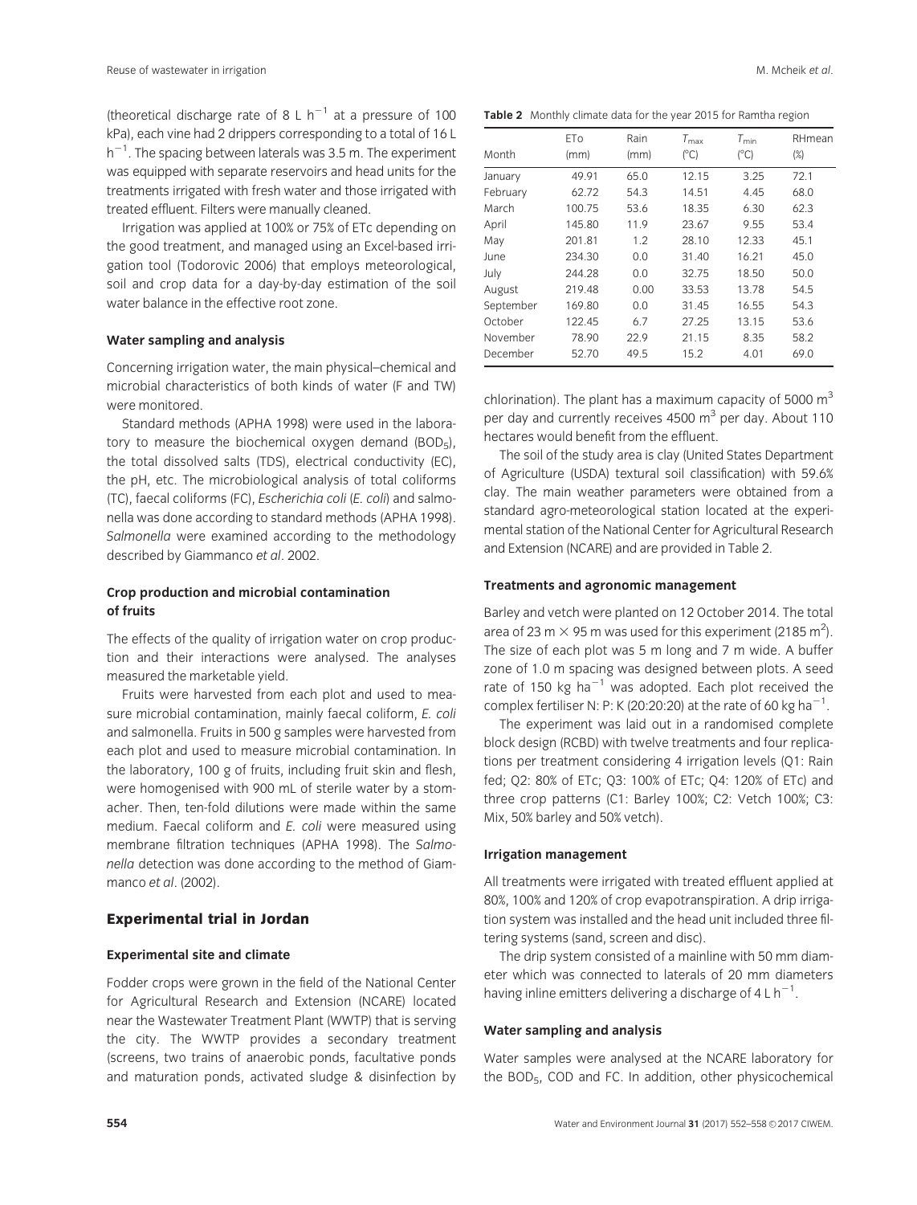(theoretical discharge rate of 8 L $h^{-1}$ at a pressure of 100 kPa), each vine had 2 drippers corresponding to a total of 16 L $h^{-1}$. The spacing between laterals was 3.5 m. The experiment was equipped with separate reservoirs and head units for the treatments irrigated with fresh water and those irrigated with treated effluent. Filters were manually cleaned.

Irrigation was applied at 100% or 75% of ETc depending on the good treatment, and managed using an Excel-based irrigation tool (Todorovic 2006) that employs meteorological, soil and crop data for a day-by-day estimation of the soil water balance in the effective root zone.

### Water sampling and analysis

Concerning irrigation water, the main physical–chemical and microbial characteristics of both kinds of water (F and TW) were monitored.

Standard methods (APHA 1998) were used in the laboratory to measure the biochemical oxygen demand ($BOD_5$), the total dissolved salts (TDS), electrical conductivity (EC), the pH, etc. The microbiological analysis of total coliforms (TC), faecal coliforms (FC), *Escherichia coli* (*E. coli*) and salmonella was done according to standard methods (APHA 1998). *Salmonella* were examined according to the methodology described by Giammanco *et al*. 2002.

### Crop production and microbial contamination of fruits

The effects of the quality of irrigation water on crop production and their interactions were analysed. The analyses measured the marketable yield.

Fruits were harvested from each plot and used to measure microbial contamination, mainly faecal coliform, *E. coli* and salmonella. Fruits in 500 g samples were harvested from each plot and used to measure microbial contamination. In the laboratory, 100 g of fruits, including fruit skin and flesh, were homogenised with 900 mL of sterile water by a stomacher. Then, ten-fold dilutions were made within the same medium. Faecal coliform and *E. coli* were measured using membrane filtration techniques (APHA 1998). The *Salmonella* detection was done according to the method of Giammanco *et al*. (2002).

## Experimental trial in Jordan

### Experimental site and climate

Fodder crops were grown in the field of the National Center for Agricultural Research and Extension (NCARE) located near the Wastewater Treatment Plant (WWTP) that is serving the city. The WWTP provides a secondary treatment (screens, two trains of anaerobic ponds, facultative ponds and maturation ponds, activated sludge & disinfection by chlorination). The plant has a maximum capacity of 5000 $m^3$ per day and currently receives 4500 $m^3$ per day. About 110 hectares would benefit from the effluent.

**Table 2** Monthly climate data for the year 2015 for Ramtha region

| Month | ETo (mm) | Rain (mm) | $T_{max}$ (°C) | $T_{min}$ (°C) | RHmean (%) |
|---|---|---|---|---|---|
| January | 49.91 | 65.0 | 12.15 | 3.25 | 72.1 |
| February | 62.72 | 54.3 | 14.51 | 4.45 | 68.0 |
| March | 100.75 | 53.6 | 18.35 | 6.30 | 62.3 |
| April | 145.80 | 11.9 | 23.67 | 9.55 | 53.4 |
| May | 201.81 | 1.2 | 28.10 | 12.33 | 45.1 |
| June | 234.30 | 0.0 | 31.40 | 16.21 | 45.0 |
| July | 244.28 | 0.0 | 32.75 | 18.50 | 50.0 |
| August | 219.48 | 0.00 | 33.53 | 13.78 | 54.5 |
| September | 169.80 | 0.0 | 31.45 | 16.55 | 54.3 |
| October | 122.45 | 6.7 | 27.25 | 13.15 | 53.6 |
| November | 78.90 | 22.9 | 21.15 | 8.35 | 58.2 |
| December | 52.70 | 49.5 | 15.2 | 4.01 | 69.0 |

The soil of the study area is clay (United States Department of Agriculture (USDA) textural soil classification) with 59.6% clay. The main weather parameters were obtained from a standard agro-meteorological station located at the experimental station of the National Center for Agricultural Research and Extension (NCARE) and are provided in Table 2.

### Treatments and agronomic management

Barley and vetch were planted on 12 October 2014. The total area of 23 m × 95 m was used for this experiment (2185 $m^2$). The size of each plot was 5 m long and 7 m wide. A buffer zone of 1.0 m spacing was designed between plots. A seed rate of 150 kg $ha^{-1}$ was adopted. Each plot received the complex fertiliser N: P: K (20:20:20) at the rate of 60 kg $ha^{-1}$.

The experiment was laid out in a randomised complete block design (RCBD) with twelve treatments and four replications per treatment considering 4 irrigation levels (Q1: Rain fed; Q2: 80% of ETc; Q3: 100% of ETc; Q4: 120% of ETc) and three crop patterns (C1: Barley 100%; C2: Vetch 100%; C3: Mix, 50% barley and 50% vetch).

### Irrigation management

All treatments were irrigated with treated effluent applied at 80%, 100% and 120% of crop evapotranspiration. A drip irrigation system was installed and the head unit included three filtering systems (sand, screen and disc).

The drip system consisted of a mainline with 50 mm diameter which was connected to laterals of 20 mm diameters having inline emitters delivering a discharge of 4 L $h^{-1}$.

### Water sampling and analysis

Water samples were analysed at the NCARE laboratory for the $BOD_5$, COD and FC. In addition, other physicochemical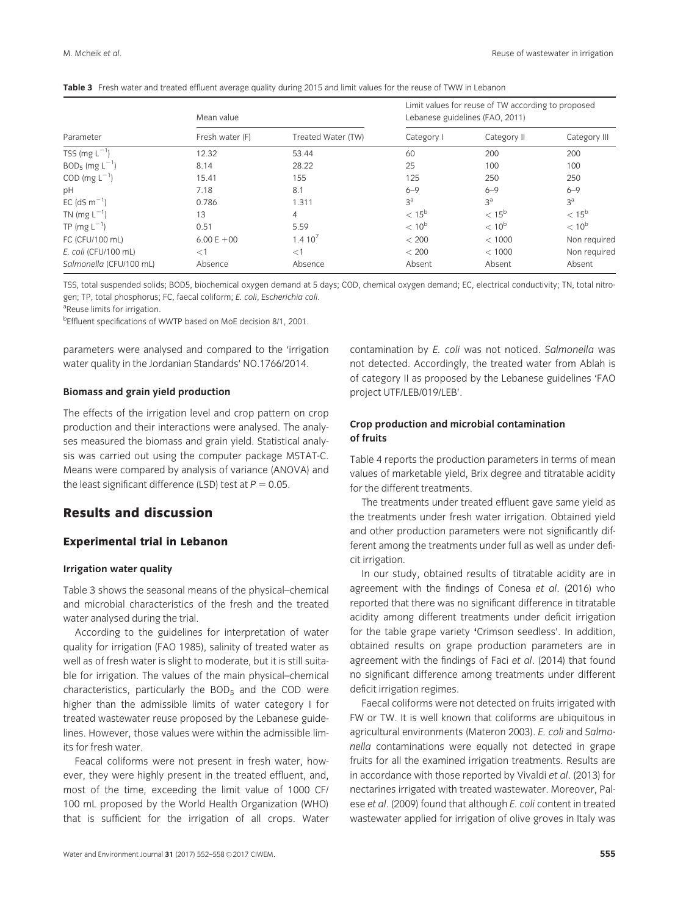**Table 3** Fresh water and treated effluent average quality during 2015 and limit values for the reuse of TWW in Lebanon

| Parameter | Mean value | | Limit values for reuse of TW according to proposed Lebanese guidelines (FAO, 2011) | | |
|---|---|---|---|---|---|
| | Fresh water (F) | Treated Water (TW) | Category I | Category II | Category III |
| TSS (mg $L^{-1}$) | 12.32 | 53.44 | 60 | 200 | 200 |
| $BOD_5$ (mg $L^{-1}$) | 8.14 | 28.22 | 25 | 100 | 100 |
| COD (mg $L^{-1}$) | 15.41 | 155 | 125 | 250 | 250 |
| pH | 7.18 | 8.1 | 6–9 | 6–9 | 6–9 |
| EC (dS $m^{-1}$) | 0.786 | 1.311 | 3[a] | 3[a] | 3[a] |
| TN (mg $L^{-1}$) | 13 | 4 | < 15[b] | < 15[b] | < 15[b] |
| TP (mg $L^{-1}$) | 0.51 | 5.59 | < 10[b] | < 10[b] | < 10[b] |
| FC (CFU/100 mL) | 6.00 E +00 | 1.4 $10^7$ | < 200 | < 1000 | Non required |
| *E. coli* (CFU/100 mL) | <1 | <1 | < 200 | < 1000 | Non required |
| *Salmonella* (CFU/100 mL) | Absence | Absence | Absent | Absent | Absent |

TSS, total suspended solids; BOD5, biochemical oxygen demand at 5 days; COD, chemical oxygen demand; EC, electrical conductivity; TN, total nitrogen; TP, total phosphorus; FC, faecal coliform; *E. coli*, *Escherichia coli*.

[a]Reuse limits for irrigation.

[b]Effluent specifications of WWTP based on MoE decision 8/1, 2001.

parameters were analysed and compared to the 'irrigation water quality in the Jordanian Standards' NO.1766/2014.

#### Biomass and grain yield production

The effects of the irrigation level and crop pattern on crop production and their interactions were analysed. The analyses measured the biomass and grain yield. Statistical analysis was carried out using the computer package MSTAT-C. Means were compared by analysis of variance (ANOVA) and the least significant difference (LSD) test at $P = 0.05$.

## Results and discussion

### Experimental trial in Lebanon

#### Irrigation water quality

Table 3 shows the seasonal means of the physical–chemical and microbial characteristics of the fresh and the treated water analysed during the trial.

According to the guidelines for interpretation of water quality for irrigation (FAO 1985), salinity of treated water as well as of fresh water is slight to moderate, but it is still suitable for irrigation. The values of the main physical–chemical characteristics, particularly the $BOD_5$ and the COD were higher than the admissible limits of water category I for treated wastewater reuse proposed by the Lebanese guidelines. However, those values were within the admissible limits for fresh water.

Feacal coliforms were not present in fresh water, however, they were highly present in the treated effluent, and, most of the time, exceeding the limit value of 1000 CF/100 mL proposed by the World Health Organization (WHO) that is sufficient for the irrigation of all crops. Water contamination by *E. coli* was not noticed. *Salmonella* was not detected. Accordingly, the treated water from Ablah is of category II as proposed by the Lebanese guidelines 'FAO project UTF/LEB/019/LEB'.

#### Crop production and microbial contamination of fruits

Table 4 reports the production parameters in terms of mean values of marketable yield, Brix degree and titratable acidity for the different treatments.

The treatments under treated effluent gave same yield as the treatments under fresh water irrigation. Obtained yield and other production parameters were not significantly different among the treatments under full as well as under deficit irrigation.

In our study, obtained results of titratable acidity are in agreement with the findings of Conesa *et al*. (2016) who reported that there was no significant difference in titratable acidity among different treatments under deficit irrigation for the table grape variety 'Crimson seedless'. In addition, obtained results on grape production parameters are in agreement with the findings of Faci *et al*. (2014) that found no significant difference among treatments under different deficit irrigation regimes.

Faecal coliforms were not detected on fruits irrigated with FW or TW. It is well known that coliforms are ubiquitous in agricultural environments (Materon 2003). *E. coli* and *Salmonella* contaminations were equally not detected in grape fruits for all the examined irrigation treatments. Results are in accordance with those reported by Vivaldi *et al*. (2013) for nectarines irrigated with treated wastewater. Moreover, Palese *et al*. (2009) found that although *E. coli* content in treated wastewater applied for irrigation of olive groves in Italy was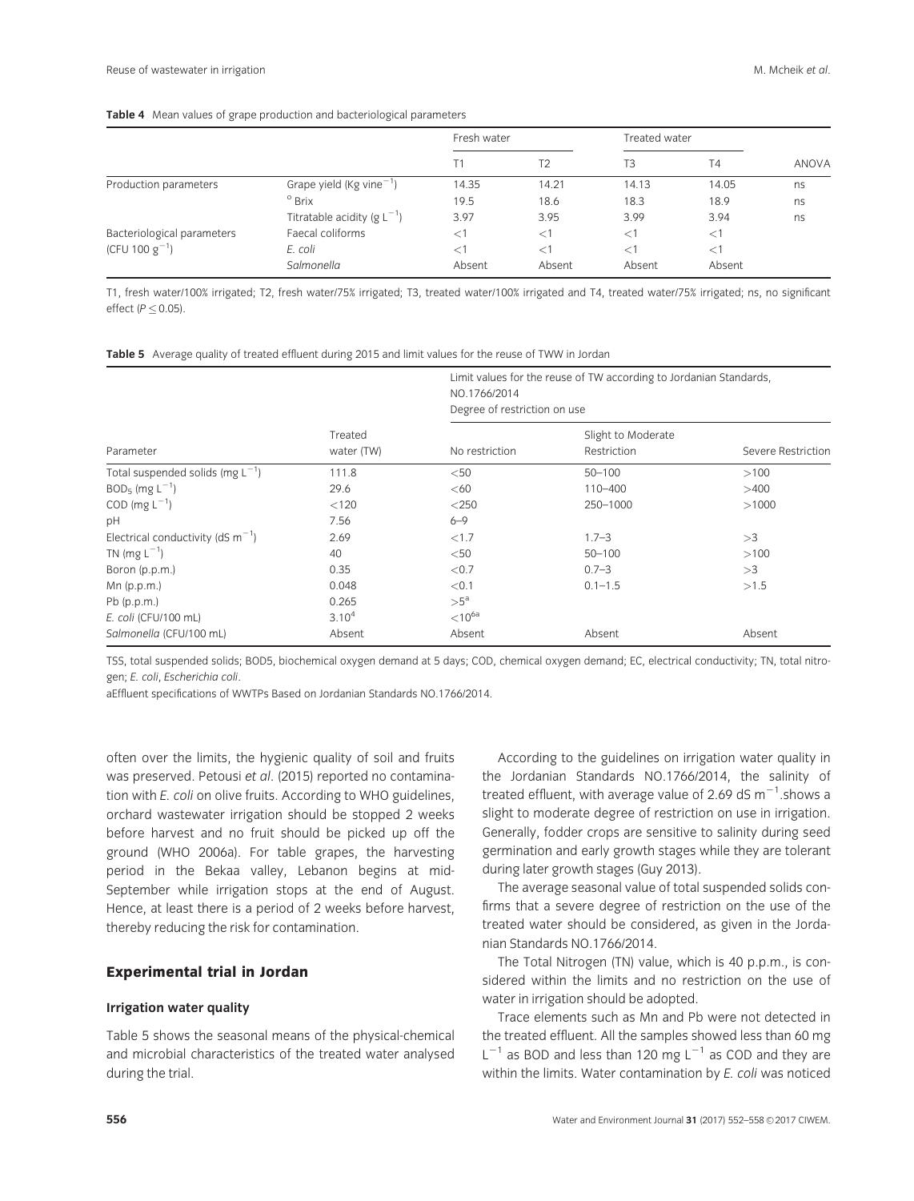**Table 4** Mean values of grape production and bacteriological parameters

| | | Fresh water | | Treated water | | |
|---|---|---|---|---|---|---|
| | | T1 | T2 | T3 | T4 | ANOVA |
| Production parameters | Grape yield (Kg vine$^{-1}$) | 14.35 | 14.21 | 14.13 | 14.05 | ns |
| | ° Brix | 19.5 | 18.6 | 18.3 | 18.9 | ns |
| | Titratable acidity (g L$^{-1}$) | 3.97 | 3.95 | 3.99 | 3.94 | ns |
| Bacteriological parameters (CFU 100 g$^{-1}$) | Faecal coliforms | <1 | <1 | <1 | <1 | |
| | *E. coli* | <1 | <1 | <1 | <1 | |
| | *Salmonella* | Absent | Absent | Absent | Absent | |

T1, fresh water/100% irrigated; T2, fresh water/75% irrigated; T3, treated water/100% irrigated and T4, treated water/75% irrigated; ns, no significant effect ($P \leq 0.05$).

**Table 5** Average quality of treated effluent during 2015 and limit values for the reuse of TWW in Jordan

| Parameter | Treated water (TW) | Limit values for the reuse of TW according to Jordanian Standards, NO.1766/2014 Degree of restriction on use: No restriction | Slight to Moderate Restriction | Severe Restriction |
|---|---|---|---|---|
| Total suspended solids (mg L$^{-1}$) | 111.8 | <50 | 50–100 | >100 |
| $BOD_5$ (mg L$^{-1}$) | 29.6 | <60 | 110–400 | >400 |
| COD (mg L$^{-1}$) | <120 | <250 | 250–1000 | >1000 |
| pH | 7.56 | 6–9 | | |
| Electrical conductivity (dS m$^{-1}$) | 2.69 | <1.7 | 1.7–3 | >3 |
| TN (mg L$^{-1}$) | 40 | <50 | 50–100 | >100 |
| Boron (p.p.m.) | 0.35 | <0.7 | 0.7–3 | >3 |
| Mn (p.p.m.) | 0.048 | <0.1 | 0.1–1.5 | >1.5 |
| Pb (p.p.m.) | 0.265 | >5[a] | | |
| *E. coli* (CFU/100 mL) | $3.10^4$ | $<10^{6}$[a] | | |
| *Salmonella* (CFU/100 mL) | Absent | Absent | Absent | Absent |

TSS, total suspended solids; BOD5, biochemical oxygen demand at 5 days; COD, chemical oxygen demand; EC, electrical conductivity; TN, total nitrogen; *E. coli*, *Escherichia coli*.

aEffluent specifications of WWTPs Based on Jordanian Standards NO.1766/2014.

often over the limits, the hygienic quality of soil and fruits was preserved. Petousi *et al*. (2015) reported no contamination with *E. coli* on olive fruits. According to WHO guidelines, orchard wastewater irrigation should be stopped 2 weeks before harvest and no fruit should be picked up off the ground (WHO 2006a). For table grapes, the harvesting period in the Bekaa valley, Lebanon begins at mid-September while irrigation stops at the end of August. Hence, at least there is a period of 2 weeks before harvest, thereby reducing the risk for contamination.

## Experimental trial in Jordan

### Irrigation water quality

Table 5 shows the seasonal means of the physical-chemical and microbial characteristics of the treated water analysed during the trial.

According to the guidelines on irrigation water quality in the Jordanian Standards NO.1766/2014, the salinity of treated effluent, with average value of 2.69 dS m$^{-1}$.shows a slight to moderate degree of restriction on use in irrigation. Generally, fodder crops are sensitive to salinity during seed germination and early growth stages while they are tolerant during later growth stages (Guy 2013).

The average seasonal value of total suspended solids confirms that a severe degree of restriction on the use of the treated water should be considered, as given in the Jordanian Standards NO.1766/2014.

The Total Nitrogen (TN) value, which is 40 p.p.m., is considered within the limits and no restriction on the use of water in irrigation should be adopted.

Trace elements such as Mn and Pb were not detected in the treated effluent. All the samples showed less than 60 mg L$^{-1}$ as BOD and less than 120 mg L$^{-1}$ as COD and they are within the limits. Water contamination by *E. coli* was noticed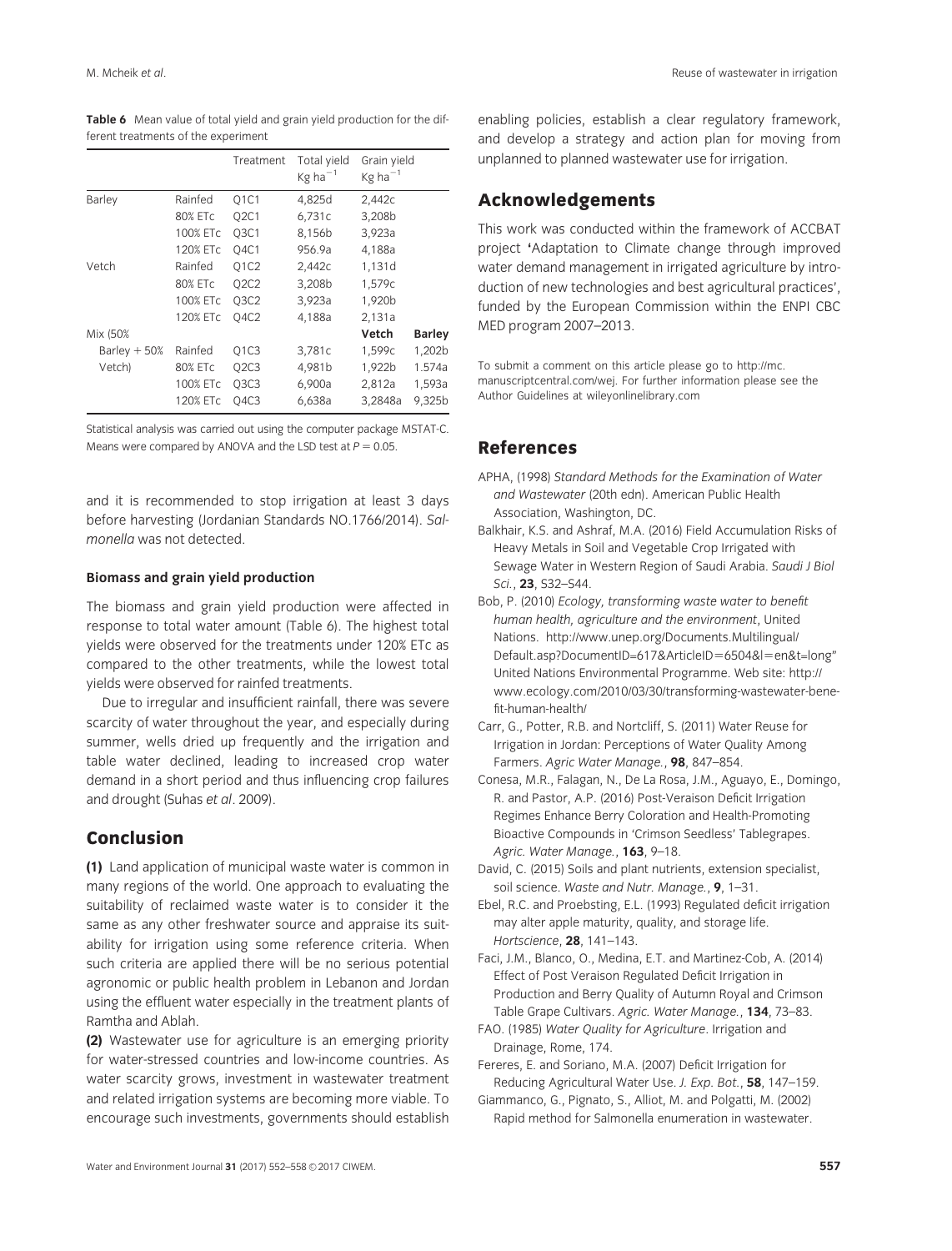**Table 6** Mean value of total yield and grain yield production for the different treatments of the experiment

| | | Treatment | Total yield Kg $ha^{-1}$ | Grain yield Kg $ha^{-1}$ | |
|---|---|---|---|---|---|
| Barley | Rainfed | Q1C1 | 4,825d | 2,442c | |
| | 80% ETc | Q2C1 | 6,731c | 3,208b | |
| | 100% ETc | Q3C1 | 8,156b | 3,923a | |
| | 120% ETc | Q4C1 | 956.9a | 4,188a | |
| Vetch | Rainfed | Q1C2 | 2,442c | 1,131d | |
| | 80% ETc | Q2C2 | 3,208b | 1,579c | |
| | 100% ETc | Q3C2 | 3,923a | 1,920b | |
| | 120% ETc | Q4C2 | 4,188a | 2,131a | |
| Mix (50% | | | | **Vetch** | **Barley** |
| Barley + 50% | Rainfed | Q1C3 | 3,781c | 1,599c | 1,202b |
| Vetch) | 80% ETc | Q2C3 | 4,981b | 1,922b | 1.574a |
| | 100% ETc | Q3C3 | 6,900a | 2,812a | 1,593a |
| | 120% ETc | Q4C3 | 6,638a | 3,2848a | 9,325b |

Statistical analysis was carried out using the computer package MSTAT-C. Means were compared by ANOVA and the LSD test at $P = 0.05$.

and it is recommended to stop irrigation at least 3 days before harvesting (Jordanian Standards NO.1766/2014). *Salmonella* was not detected.

#### Biomass and grain yield production

The biomass and grain yield production were affected in response to total water amount (Table 6). The highest total yields were observed for the treatments under 120% ETc as compared to the other treatments, while the lowest total yields were observed for rainfed treatments.

Due to irregular and insufficient rainfall, there was severe scarcity of water throughout the year, and especially during summer, wells dried up frequently and the irrigation and table water declined, leading to increased crop water demand in a short period and thus influencing crop failures and drought (Suhas *et al*. 2009).

## Conclusion

**(1)** Land application of municipal waste water is common in many regions of the world. One approach to evaluating the suitability of reclaimed waste water is to consider it the same as any other freshwater source and appraise its suitability for irrigation using some reference criteria. When such criteria are applied there will be no serious potential agronomic or public health problem in Lebanon and Jordan using the effluent water especially in the treatment plants of Ramtha and Ablah.

**(2)** Wastewater use for agriculture is an emerging priority for water-stressed countries and low-income countries. As water scarcity grows, investment in wastewater treatment and related irrigation systems are becoming more viable. To encourage such investments, governments should establish enabling policies, establish a clear regulatory framework, and develop a strategy and action plan for moving from unplanned to planned wastewater use for irrigation.

## Acknowledgements

This work was conducted within the framework of ACCBAT project 'Adaptation to Climate change through improved water demand management in irrigated agriculture by introduction of new technologies and best agricultural practices', funded by the European Commission within the ENPI CBC MED program 2007–2013.

To submit a comment on this article please go to http://mc.manuscriptcentral.com/wej. For further information please see the Author Guidelines at wileyonlinelibrary.com

## References

APHA, (1998) *Standard Methods for the Examination of Water and Wastewater* (20th edn). American Public Health Association, Washington, DC.

Balkhair, K.S. and Ashraf, M.A. (2016) Field Accumulation Risks of Heavy Metals in Soil and Vegetable Crop Irrigated with Sewage Water in Western Region of Saudi Arabia. *Saudi J Biol Sci.*, **23**, S32–S44.

Bob, P. (2010) *Ecology, transforming waste water to benefit human health, agriculture and the environment*, United Nations. http://www.unep.org/Documents.Multilingual/Default.asp?DocumentID=617&ArticleID=6504&l=en&t=long" United Nations Environmental Programme. Web site: http://www.ecology.com/2010/03/30/transforming-wastewater-benefit-human-health/

Carr, G., Potter, R.B. and Nortcliff, S. (2011) Water Reuse for Irrigation in Jordan: Perceptions of Water Quality Among Farmers. *Agric Water Manage.*, **98**, 847–854.

Conesa, M.R., Falagan, N., De La Rosa, J.M., Aguayo, E., Domingo, R. and Pastor, A.P. (2016) Post-Veraison Deficit Irrigation Regimes Enhance Berry Coloration and Health-Promoting Bioactive Compounds in 'Crimson Seedless' Tablegrapes. *Agric. Water Manage.*, **163**, 9–18.

David, C. (2015) Soils and plant nutrients, extension specialist, soil science. *Waste and Nutr. Manage.*, **9**, 1–31.

Ebel, R.C. and Proebsting, E.L. (1993) Regulated deficit irrigation may alter apple maturity, quality, and storage life. *Hortscience*, **28**, 141–143.

Faci, J.M., Blanco, O., Medina, E.T. and Martinez-Cob, A. (2014) Effect of Post Veraison Regulated Deficit Irrigation in Production and Berry Quality of Autumn Royal and Crimson Table Grape Cultivars. *Agric. Water Manage.*, **134**, 73–83.

FAO. (1985) *Water Quality for Agriculture*. Irrigation and Drainage, Rome, 174.

Fereres, E. and Soriano, M.A. (2007) Deficit Irrigation for Reducing Agricultural Water Use. *J. Exp. Bot.*, **58**, 147–159.

Giammanco, G., Pignato, S., Alliot, M. and Polgatti, M. (2002) Rapid method for Salmonella enumeration in wastewater.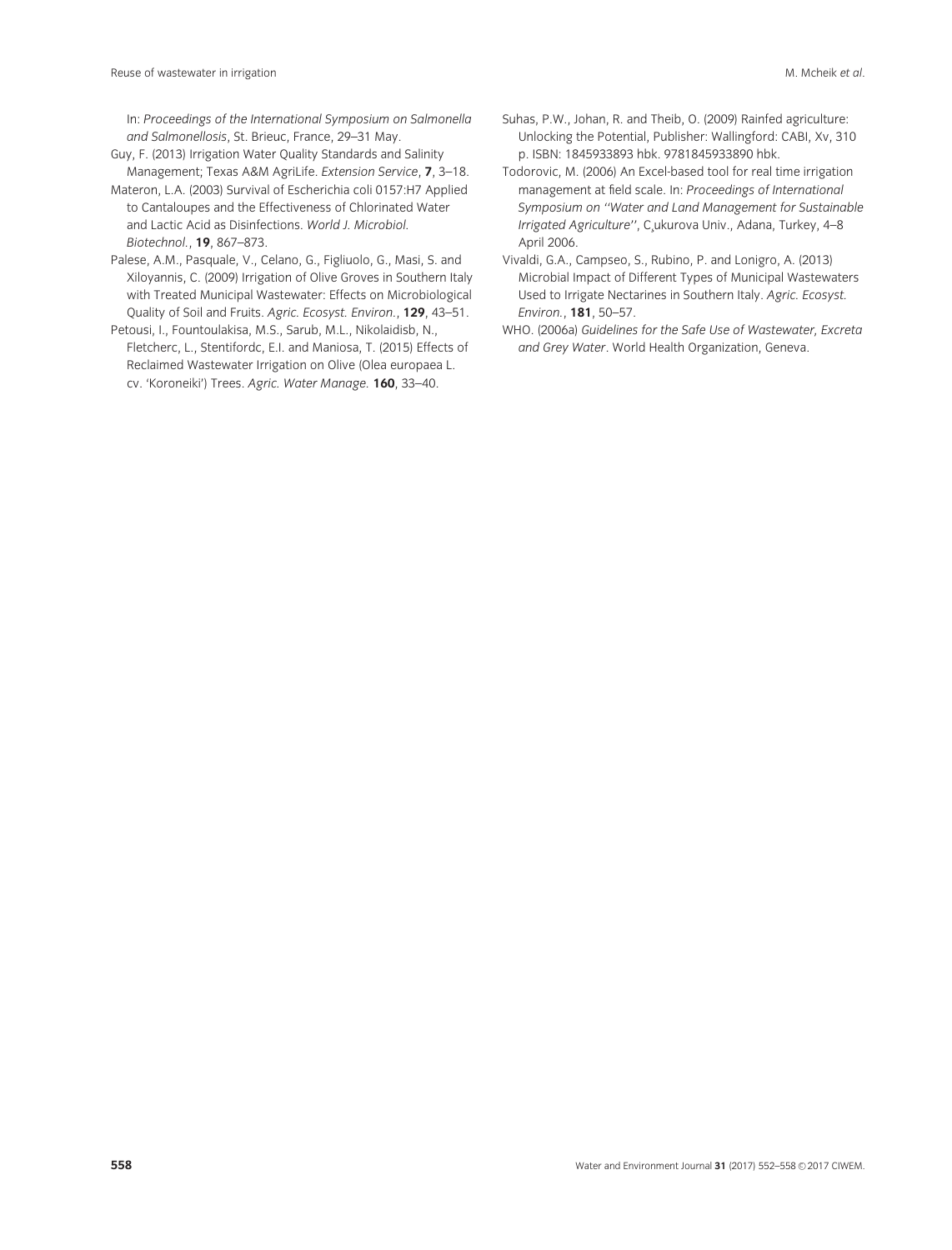In: *Proceedings of the International Symposium on Salmonella and Salmonellosis*, St. Brieuc, France, 29–31 May.

Guy, F. (2013) Irrigation Water Quality Standards and Salinity Management; Texas A&M AgriLife. *Extension Service*, **7**, 3–18.

Materon, L.A. (2003) Survival of Escherichia coli 0157:H7 Applied to Cantaloupes and the Effectiveness of Chlorinated Water and Lactic Acid as Disinfections. *World J. Microbiol. Biotechnol.*, **19**, 867–873.

Palese, A.M., Pasquale, V., Celano, G., Figliuolo, G., Masi, S. and Xiloyannis, C. (2009) Irrigation of Olive Groves in Southern Italy with Treated Municipal Wastewater: Effects on Microbiological Quality of Soil and Fruits. *Agric. Ecosyst. Environ.*, **129**, 43–51.

Petousi, I., Fountoulakisa, M.S., Sarub, M.L., Nikolaidisb, N., Fletcherc, L., Stentifordc, E.I. and Maniosa, T. (2015) Effects of Reclaimed Wastewater Irrigation on Olive (Olea europaea L. cv. 'Koroneiki') Trees. *Agric. Water Manage.* **160**, 33–40.

Suhas, P.W., Johan, R. and Theib, O. (2009) Rainfed agriculture: Unlocking the Potential, Publisher: Wallingford: CABI, Xv, 310 p. ISBN: 1845933893 hbk. 9781845933890 hbk.

Todorovic, M. (2006) An Excel-based tool for real time irrigation management at field scale. In: *Proceedings of International Symposium on ''Water and Land Management for Sustainable Irrigated Agriculture''*, C¸ukurova Univ., Adana, Turkey, 4–8 April 2006.

Vivaldi, G.A., Campseo, S., Rubino, P. and Lonigro, A. (2013) Microbial Impact of Different Types of Municipal Wastewaters Used to Irrigate Nectarines in Southern Italy. *Agric. Ecosyst. Environ.*, **181**, 50–57.

WHO. (2006a) *Guidelines for the Safe Use of Wastewater, Excreta and Grey Water*. World Health Organization, Geneva.